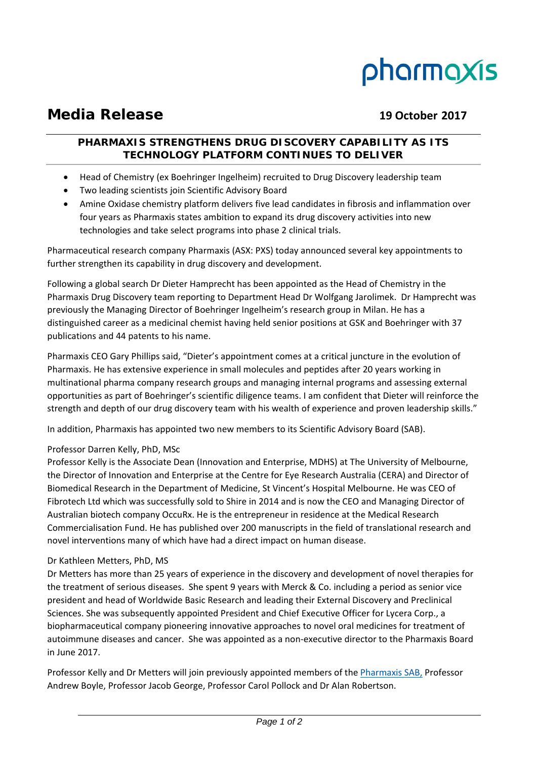pharmaxis

# Media Release

**19 October 2017**

## PHARMAXIS STRENGTHENS DRUG DISCOVERY CAPABILITY AS ITS TECHNOLOGY PLATFORM CONTINUES TO DELIVER

- Head of Chemistry (ex Boehringer Ingelheim) recruited to Drug Discovery leadership team
- Two leading scientists join Scientific Advisory Board
- Amine Oxidase chemistry platform delivers five lead candidates in fibrosis and inflammation over four years as Pharmaxis states ambition to expand its drug discovery activities into new technologies and take select programs into phase 2 clinical trials.

Pharmaceutical research company Pharmaxis (ASX: PXS) today announced several key appointments to further strengthen its capability in drug discovery and development.

Following a global search Dr Dieter Hamprecht has been appointed as the Head of Chemistry in the Pharmaxis Drug Discovery team reporting to Department Head Dr Wolfgang Jarolimek. Dr Hamprecht was previously the Managing Director of Boehringer Ingelheim's research group in Milan. He has a distinguished career as a medicinal chemist having held senior positions at GSK and Boehringer with 37 publications and 44 patents to his name.

Pharmaxis CEO Gary Phillips said, "Dieter's appointment comes at a critical juncture in the evolution of Pharmaxis. He has extensive experience in small molecules and peptides after 20 years working in multinational pharma company research groups and managing internal programs and assessing external opportunities as part of Boehringer's scientific diligence teams. I am confident that Dieter will reinforce the strength and depth of our drug discovery team with his wealth of experience and proven leadership skills."

In addition, Pharmaxis has appointed two new members to its Scientific Advisory Board (SAB).

Professor Darren Kelly, PhD, MSc

Professor Kelly is the Associate Dean (Innovation and Enterprise, MDHS) at The University of Melbourne, the Director of Innovation and Enterprise at the Centre for Eye Research Australia (CERA) and Director of Biomedical Research in the Department of Medicine, St Vincent's Hospital Melbourne. He was CEO of Fibrotech Ltd which was successfully sold to Shire in 2014 and is now the CEO and Managing Director of Australian biotech company OccuRx. He is the entrepreneur in residence at the Medical Research Commercialisation Fund. He has published over 200 manuscripts in the field of translational research and novel interventions many of which have had a direct impact on human disease.

Dr Kathleen Metters, PhD, MS

Dr Metters has more than 25 years of experience in the discovery and development of novel therapies for the treatment of serious diseases. She spent 9 years with Merck & Co. including a period as senior vice president and head of Worldwide Basic Research and leading their External Discovery and Preclinical Sciences. She was subsequently appointed President and Chief Executive Officer for Lycera Corp., a biopharmaceutical company pioneering innovative approaches to novel oral medicines for treatment of autoimmune diseases and cancer. She was appointed as a non-executive director to the Pharmaxis Board in June 2017.

Professor Kelly and Dr Metters will join previously appointed members of the Pharmaxis SAB, Professor Andrew Boyle, Professor Jacob George, Professor Carol Pollock and Dr Alan Robertson.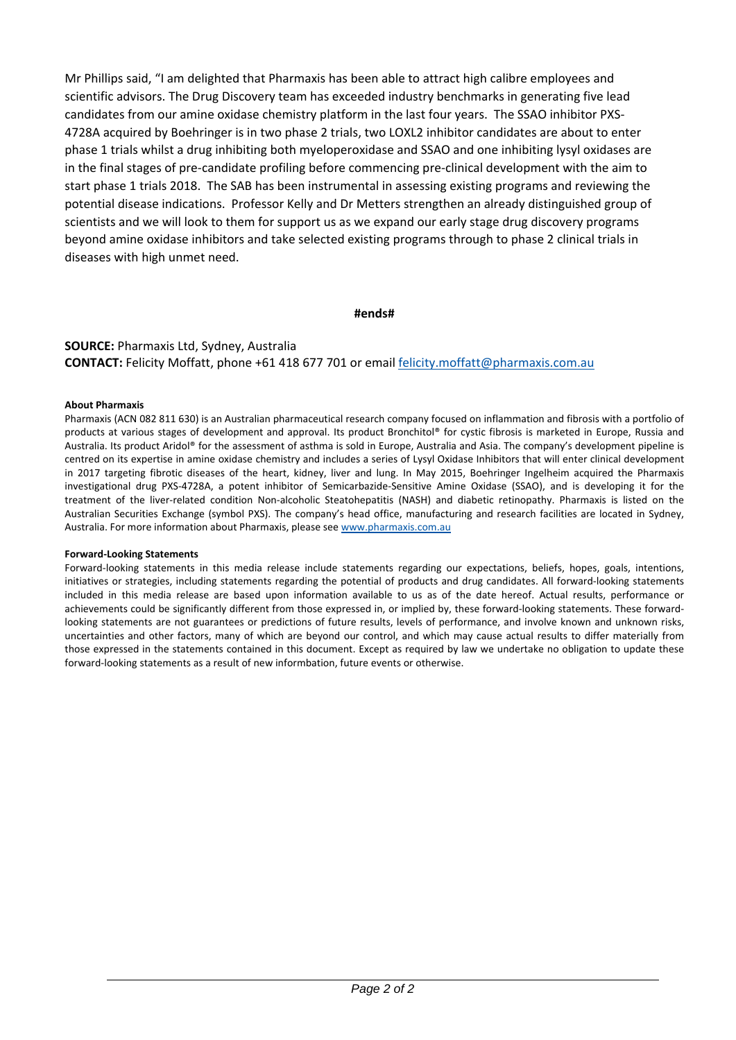Mr Phillips said, "I am delighted that Pharmaxis has been able to attract high calibre employees and scientific advisors. The Drug Discovery team has exceeded industry benchmarks in generating five lead candidates from our amine oxidase chemistry platform in the last four years. The SSAO inhibitor PXS-4728A acquired by Boehringer is in two phase 2 trials, two LOXL2 inhibitor candidates are about to enter phase 1 trials whilst a drug inhibiting both myeloperoxidase and SSAO and one inhibiting lysyl oxidases are in the final stages of pre-candidate profiling before commencing pre-clinical development with the aim to start phase 1 trials 2018. The SAB has been instrumental in assessing existing programs and reviewing the potential disease indications. Professor Kelly and Dr Metters strengthen an already distinguished group of scientists and we will look to them for support us as we expand our early stage drug discovery programs beyond amine oxidase inhibitors and take selected existing programs through to phase 2 clinical trials in diseases with high unmet need.

**#ends#**

**SOURCE:** Pharmaxis Ltd, Sydney, Australia
**CONTACT:** Felicity Moffatt, phone +61 418 677 701 or email felicity.moffatt@pharmaxis.com.au

**About Pharmaxis**

Pharmaxis (ACN 082 811 630) is an Australian pharmaceutical research company focused on inflammation and fibrosis with a portfolio of products at various stages of development and approval. Its product Bronchitol® for cystic fibrosis is marketed in Europe, Russia and Australia. Its product Aridol® for the assessment of asthma is sold in Europe, Australia and Asia. The company's development pipeline is centred on its expertise in amine oxidase chemistry and includes a series of Lysyl Oxidase Inhibitors that will enter clinical development in 2017 targeting fibrotic diseases of the heart, kidney, liver and lung. In May 2015, Boehringer Ingelheim acquired the Pharmaxis investigational drug PXS-4728A, a potent inhibitor of Semicarbazide-Sensitive Amine Oxidase (SSAO), and is developing it for the treatment of the liver-related condition Non-alcoholic Steatohepatitis (NASH) and diabetic retinopathy. Pharmaxis is listed on the Australian Securities Exchange (symbol PXS). The company's head office, manufacturing and research facilities are located in Sydney, Australia. For more information about Pharmaxis, please see www.pharmaxis.com.au

**Forward-Looking Statements**

Forward-looking statements in this media release include statements regarding our expectations, beliefs, hopes, goals, intentions, initiatives or strategies, including statements regarding the potential of products and drug candidates. All forward-looking statements included in this media release are based upon information available to us as of the date hereof. Actual results, performance or achievements could be significantly different from those expressed in, or implied by, these forward-looking statements. These forward-looking statements are not guarantees or predictions of future results, levels of performance, and involve known and unknown risks, uncertainties and other factors, many of which are beyond our control, and which may cause actual results to differ materially from those expressed in the statements contained in this document. Except as required by law we undertake no obligation to update these forward-looking statements as a result of new informbation, future events or otherwise.